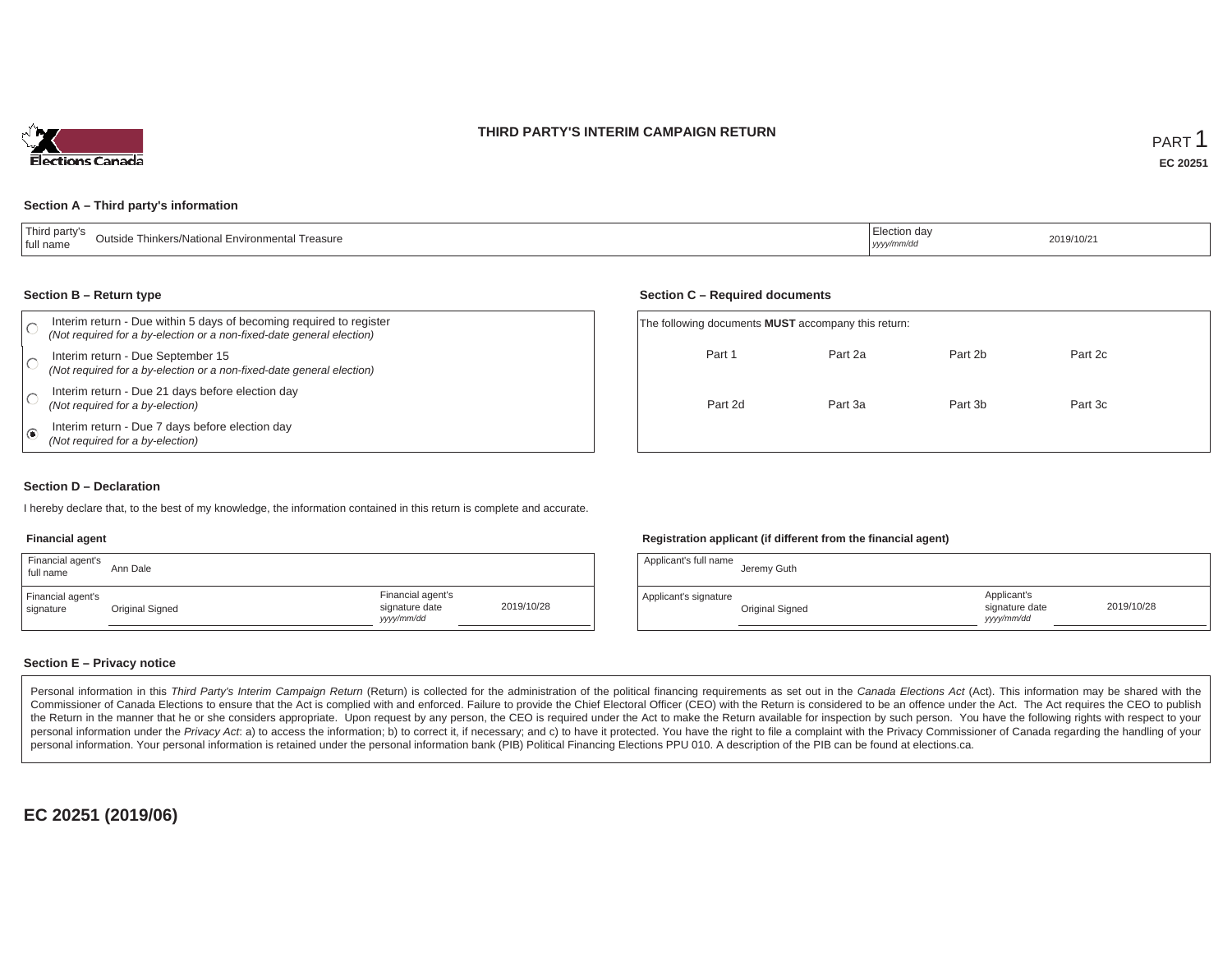# THIRD PARTY'S INTERIM CAMPAIGN RETURN

PART 1

**EC 20251**

## Section A – Third party's information

| Third party's full name | Outside Thinkers/National Environmental Treasure | Election day *yyyy/mm/dd* | 2019/10/21 |
|---|---|---|---|

## Section B – Return type

- ○ Interim return - Due within 5 days of becoming required to register *(Not required for a by-election or a non-fixed-date general election)*
- ○ Interim return - Due September 15 *(Not required for a by-election or a non-fixed-date general election)*
- ○ Interim return - Due 21 days before election day *(Not required for a by-election)*
- ◉ Interim return - Due 7 days before election day *(Not required for a by-election)*

## Section C – Required documents

The following documents **MUST** accompany this return:

| Part 1 | Part 2a | Part 2b | Part 2c |
|---|---|---|---|
| Part 2d | Part 3a | Part 3b | Part 3c |

## Section D – Declaration

I hereby declare that, to the best of my knowledge, the information contained in this return is complete and accurate.

**Financial agent**

| Financial agent's full name | Ann Dale | | |
|---|---|---|---|
| Financial agent's signature | Original Signed | Financial agent's signature date *yyyy/mm/dd* | 2019/10/28 |

**Registration applicant (if different from the financial agent)**

| Applicant's full name | Jeremy Guth | | |
|---|---|---|---|
| Applicant's signature | Original Signed | Applicant's signature date *yyyy/mm/dd* | 2019/10/28 |

## Section E – Privacy notice

Personal information in this *Third Party's Interim Campaign Return* (Return) is collected for the administration of the political financing requirements as set out in the *Canada Elections Act* (Act). This information may be shared with the Commissioner of Canada Elections to ensure that the Act is complied with and enforced. Failure to provide the Chief Electoral Officer (CEO) with the Return is considered to be an offence under the Act. The Act requires the CEO to publish the Return in the manner that he or she considers appropriate. Upon request by any person, the CEO is required under the Act to make the Return available for inspection by such person. You have the following rights with respect to your personal information under the *Privacy Act*: a) to access the information; b) to correct it, if necessary; and c) to have it protected. You have the right to file a complaint with the Privacy Commissioner of Canada regarding the handling of your personal information. Your personal information is retained under the personal information bank (PIB) Political Financing Elections PPU 010. A description of the PIB can be found at elections.ca.

**EC 20251 (2019/06)**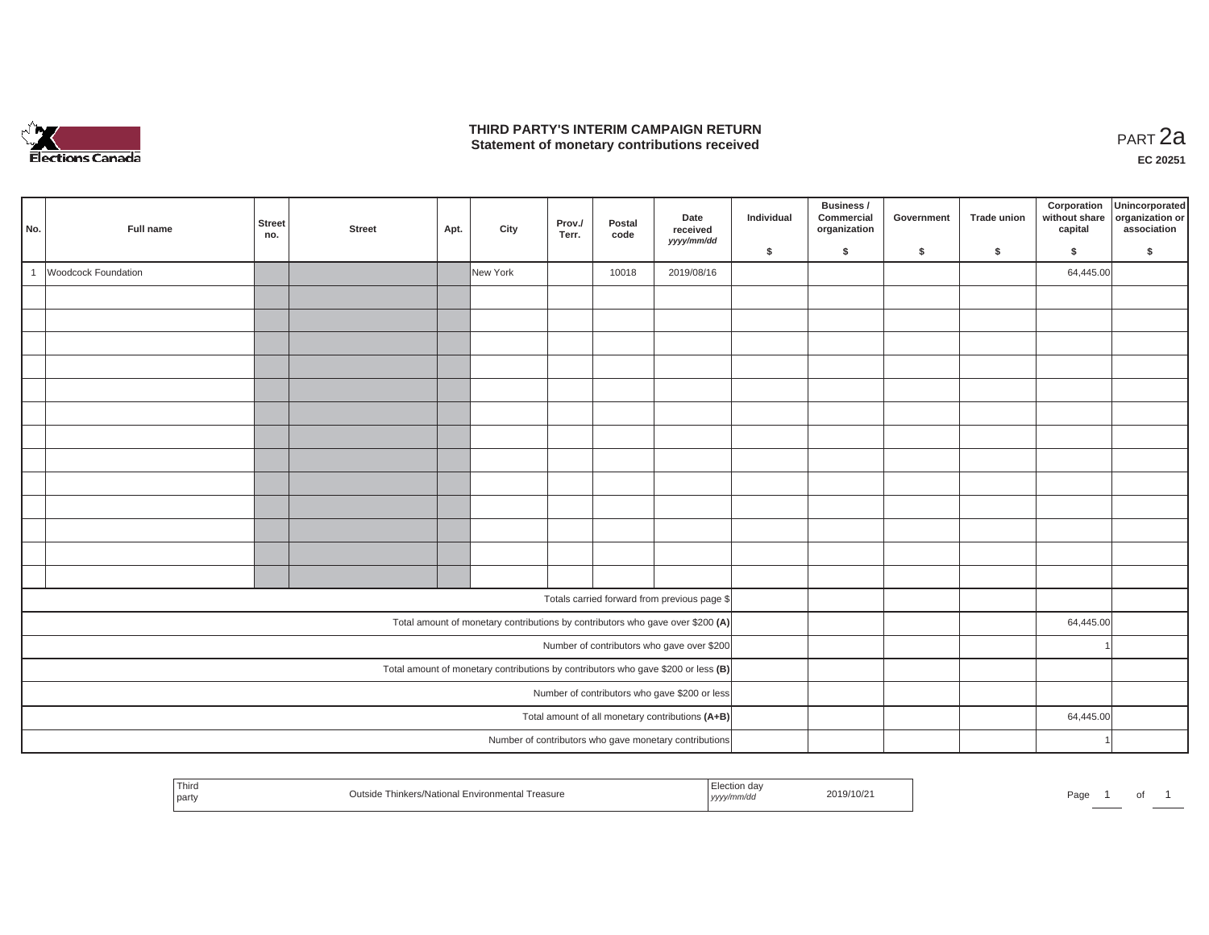# THIRD PARTY'S INTERIM CAMPAIGN RETURN
## Statement of monetary contributions received

PART 2a

EC 20251

| No. | Full name | Street no. | Street | Apt. | City | Prov./ Terr. | Postal code | Date received yyyy/mm/dd | Individual $ | Business / Commercial organization $ | Government $ | Trade union $ | Corporation without share capital $ | Unincorporated organization or association $ |
|---|---|---|---|---|---|---|---|---|---|---|---|---|---|---|
| 1 | Woodcock Foundation | | | | New York | | 10018 | 2019/08/16 | | | | | 64,445.00 | |
| | | | | | | | | | | | | | | |
| | | | | | | | | | | | | | | |
| | | | | | | | | | | | | | | |
| | | | | | | | | | | | | | | |
| | | | | | | | | | | | | | | |
| | | | | | | | | | | | | | | |
| | | | | | | | | | | | | | | |
| | | | | | | | | | | | | | | |
| | | | | | | | | | | | | | | |
| | | | | | | | | | | | | | | |
| | | | | | | | | | | | | | | |
| | | | | | | | | | | | | | | |
| | | | | | | | | | | | | | | |
| Totals carried forward from previous page $ | | | | | | | | | | | | | | |
| Total amount of monetary contributions by contributors who gave over $200 **(A)** | | | | | | | | | | | | | 64,445.00 | |
| Number of contributors who gave over $200 | | | | | | | | | | | | | 1 | |
| Total amount of monetary contributions by contributors who gave $200 or less **(B)** | | | | | | | | | | | | | | |
| Number of contributors who gave $200 or less | | | | | | | | | | | | | | |
| Total amount of all monetary contributions **(A+B)** | | | | | | | | | | | | | 64,445.00 | |
| Number of contributors who gave monetary contributions | | | | | | | | | | | | | 1 | |

| Third party | Outside Thinkers/National Environmental Treasure | Election day yyyy/mm/dd | 2019/10/21 |
|---|---|---|---|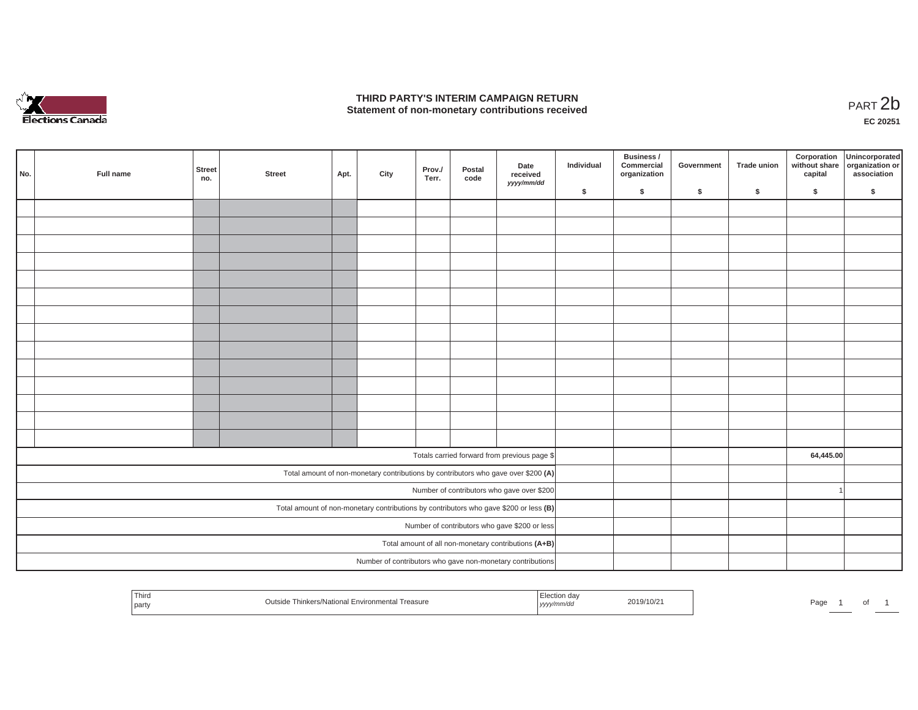Elections Canada

# THIRD PARTY'S INTERIM CAMPAIGN RETURN
## Statement of non-monetary contributions received

PART 2b

EC 20251

| No. | Full name | Street no. | Street | Apt. | City | Prov./ Terr. | Postal code | Date received yyyy/mm/dd | Individual $ | Business / Commercial organization $ | Government $ | Trade union $ | Corporation without share capital $ | Unincorporated organization or association $ |
|---|---|---|---|---|---|---|---|---|---|---|---|---|---|---|
| | | | | | | | | | | | | | | |
| | | | | | | | | | | | | | | |
| | | | | | | | | | | | | | | |
| | | | | | | | | | | | | | | |
| | | | | | | | | | | | | | | |
| | | | | | | | | | | | | | | |
| | | | | | | | | | | | | | | |
| | | | | | | | | | | | | | | |
| | | | | | | | | | | | | | | |
| | | | | | | | | | | | | | | |
| | | | | | | | | | | | | | | |
| | | | | | | | | | | | | | | |
| | | | | | | | | | | | | | | |
| | | | | | | | | | | | | | | |
| Totals carried forward from previous page $ | | | | | | | | | | | | | 64,445.00 | |
| Total amount of non-monetary contributions by contributors who gave over $200 **(A)** | | | | | | | | | | | | | | |
| Number of contributors who gave over $200 | | | | | | | | | | | | | 1 | |
| Total amount of non-monetary contributions by contributors who gave $200 or less **(B)** | | | | | | | | | | | | | | |
| Number of contributors who gave $200 or less | | | | | | | | | | | | | | |
| Total amount of all non-monetary contributions **(A+B)** | | | | | | | | | | | | | | |
| Number of contributors who gave non-monetary contributions | | | | | | | | | | | | | | |

| Third party | Outside Thinkers/National Environmental Treasure | Election day yyyy/mm/dd | 2019/10/21 |
|---|---|---|---|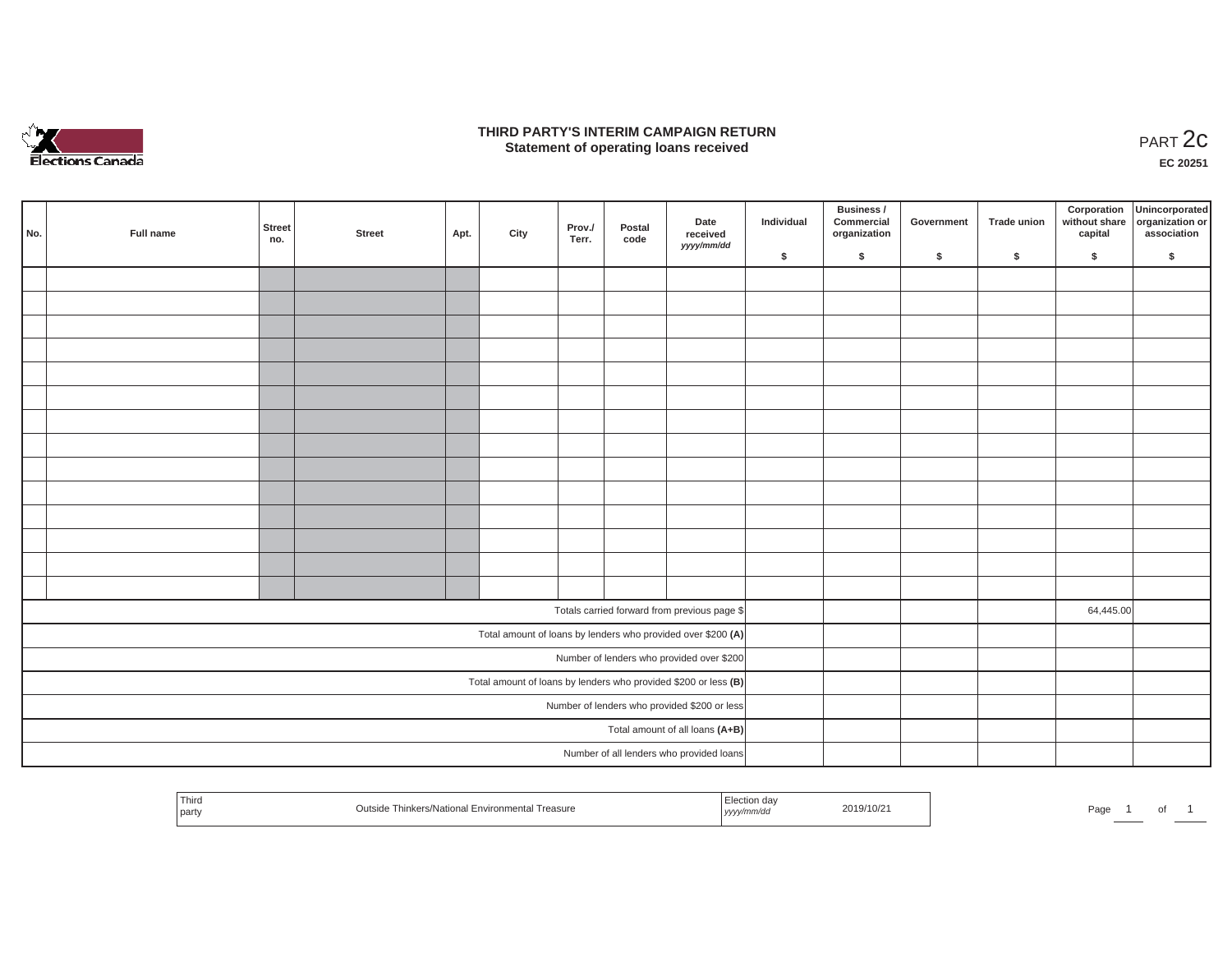# THIRD PARTY'S INTERIM CAMPAIGN RETURN
## Statement of operating loans received

PART 2c

**EC 20251**

| No. | Full name | Street no. | Street | Apt. | City | Prov./ Terr. | Postal code | Date received *yyyy/mm/dd* | Individual $ | Business / Commercial organization $ | Government $ | Trade union $ | Corporation without share capital $ | Unincorporated organization or association $ |
|---|---|---|---|---|---|---|---|---|---|---|---|---|---|---|
| | | | | | | | | | | | | | | |
| | | | | | | | | | | | | | | |
| | | | | | | | | | | | | | | |
| | | | | | | | | | | | | | | |
| | | | | | | | | | | | | | | |
| | | | | | | | | | | | | | | |
| | | | | | | | | | | | | | | |
| | | | | | | | | | | | | | | |
| | | | | | | | | | | | | | | |
| | | | | | | | | | | | | | | |
| | | | | | | | | | | | | | | |
| | | | | | | | | | | | | | | |
| | | | | | | | | | | | | | | |
| | | | | | | | | | | | | | | |
| Totals carried forward from previous page $ | | | | | | | | | | | | | 64,445.00 | |
| Total amount of loans by lenders who provided over $200 **(A)** | | | | | | | | | | | | | | |
| Number of lenders who provided over $200 | | | | | | | | | | | | | | |
| Total amount of loans by lenders who provided $200 or less **(B)** | | | | | | | | | | | | | | |
| Number of lenders who provided $200 or less | | | | | | | | | | | | | | |
| Total amount of all loans **(A+B)** | | | | | | | | | | | | | | |
| Number of all lenders who provided loans | | | | | | | | | | | | | | |

| Third party | Outside Thinkers/National Environmental Treasure | Election day *yyyy/mm/dd* | 2019/10/21 |
|---|---|---|---|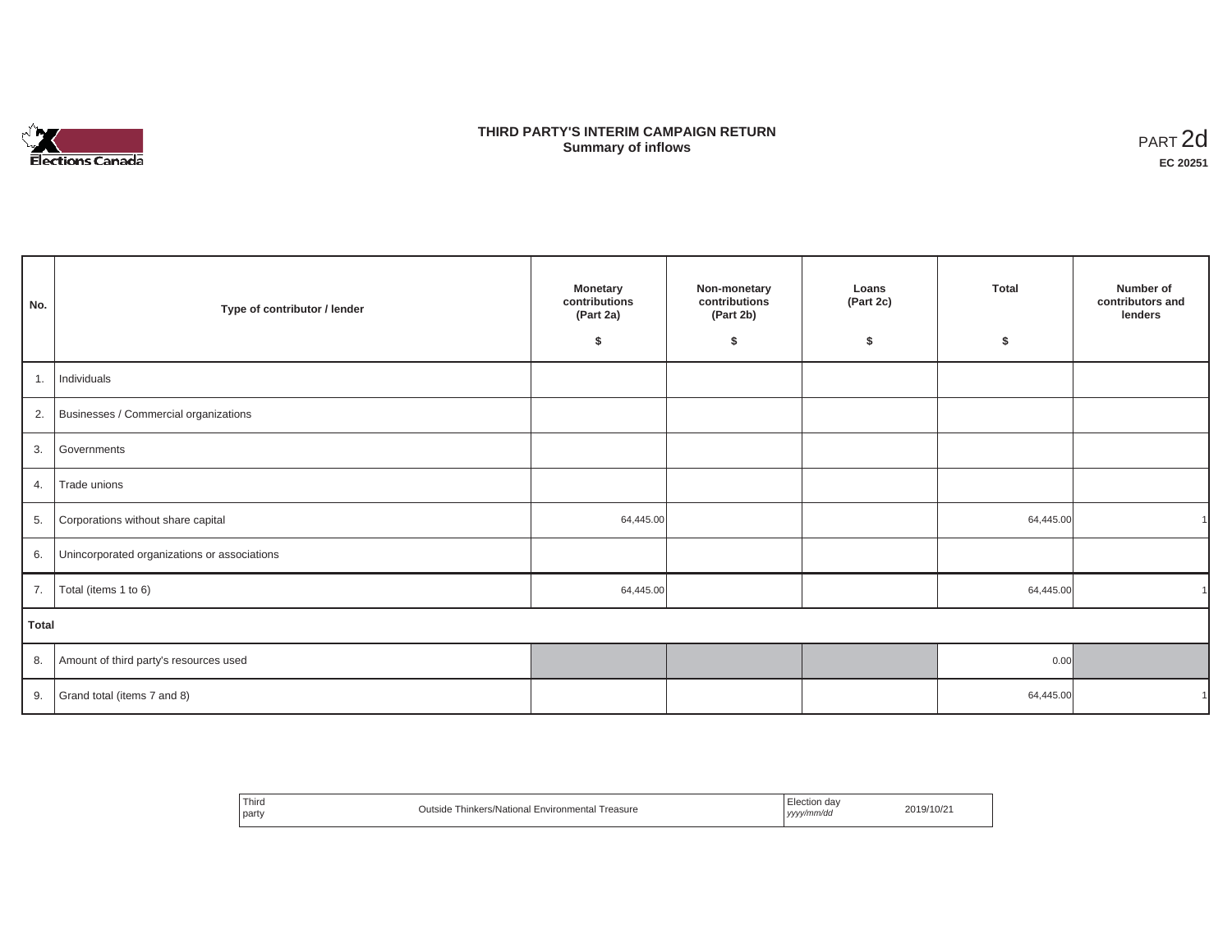# THIRD PARTY'S INTERIM CAMPAIGN RETURN
## Summary of inflows

PART 2d

**EC 20251**

| No. | Type of contributor / lender | Monetary contributions (Part 2a) $ | Non-monetary contributions (Part 2b) $ | Loans (Part 2c) $ | Total $ | Number of contributors and lenders |
|---|---|---|---|---|---|---|
| 1. | Individuals | | | | | |
| 2. | Businesses / Commercial organizations | | | | | |
| 3. | Governments | | | | | |
| 4. | Trade unions | | | | | |
| 5. | Corporations without share capital | 64,445.00 | | | 64,445.00 | 1 |
| 6. | Unincorporated organizations or associations | | | | | |
| 7. | Total (items 1 to 6) | 64,445.00 | | | 64,445.00 | 1 |
| **Total** | | | | | | |
| 8. | Amount of third party's resources used | | | | 0.00 | |
| 9. | Grand total (items 7 and 8) | | | | 64,445.00 | 1 |

| Third party | Outside Thinkers/National Environmental Treasure | Election day *yyyy/mm/dd* | 2019/10/21 |
|---|---|---|---|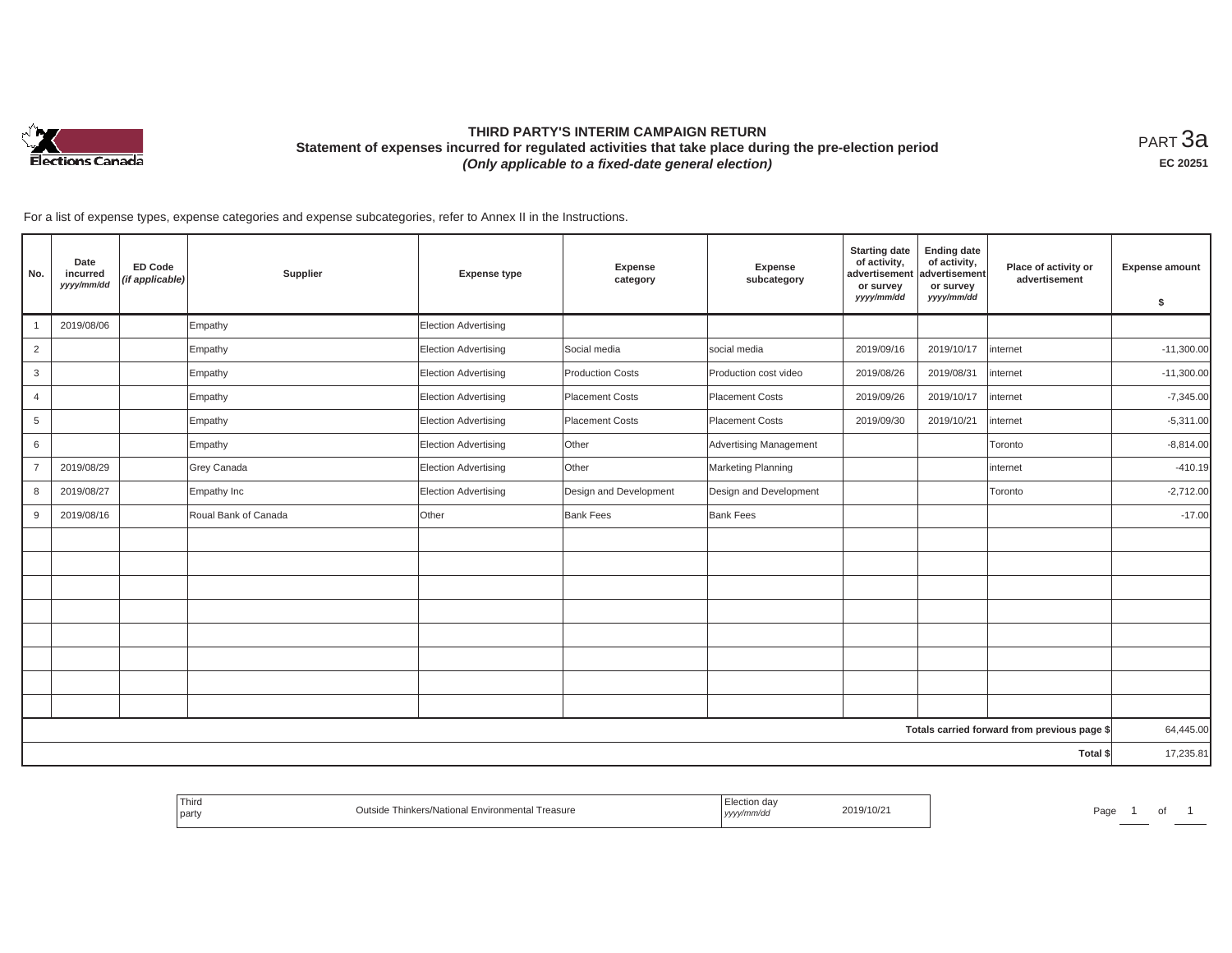# THIRD PARTY'S INTERIM CAMPAIGN RETURN

## Statement of expenses incurred for regulated activities that take place during the pre-election period

***(Only applicable to a fixed-date general election)***

PART 3a

**EC 20251**

For a list of expense types, expense categories and expense subcategories, refer to Annex II in the Instructions.

| No. | Date incurred *yyyy/mm/dd* | ED Code *(if applicable)* | Supplier | Expense type | Expense category | Expense subcategory | Starting date of activity, advertisement or survey *yyyy/mm/dd* | Ending date of activity, advertisement or survey *yyyy/mm/dd* | Place of activity or advertisement | Expense amount $ |
|---|---|---|---|---|---|---|---|---|---|---|
| 1 | 2019/08/06 | | Empathy | Election Advertising | | | | | | |
| 2 | | | Empathy | Election Advertising | Social media | social media | 2019/09/16 | 2019/10/17 | internet | -11,300.00 |
| 3 | | | Empathy | Election Advertising | Production Costs | Production cost video | 2019/08/26 | 2019/08/31 | internet | -11,300.00 |
| 4 | | | Empathy | Election Advertising | Placement Costs | Placement Costs | 2019/09/26 | 2019/10/17 | internet | -7,345.00 |
| 5 | | | Empathy | Election Advertising | Placement Costs | Placement Costs | 2019/09/30 | 2019/10/21 | internet | -5,311.00 |
| 6 | | | Empathy | Election Advertising | Other | Advertising Management | | | Toronto | -8,814.00 |
| 7 | 2019/08/29 | | Grey Canada | Election Advertising | Other | Marketing Planning | | | internet | -410.19 |
| 8 | 2019/08/27 | | Empathy Inc | Election Advertising | Design and Development | Design and Development | | | Toronto | -2,712.00 |
| 9 | 2019/08/16 | | Roual Bank of Canada | Other | Bank Fees | Bank Fees | | | | -17.00 |
| | | | | | | | | | | |
| | | | | | | | | | | |
| | | | | | | | | | | |
| | | | | | | | | | | |
| | | | | | | | | | | |
| | | | | | | | | | | |
| | | | | | | | | | | |
| | | | | | | | | | | |
| | | | | | | | | | **Totals carried forward from previous page $** | 64,445.00 |
| | | | | | | | | | **Total $** | 17,235.81 |

| Third party | Outside Thinkers/National Environmental Treasure | Election day *yyyy/mm/dd* | 2019/10/21 |
|---|---|---|---|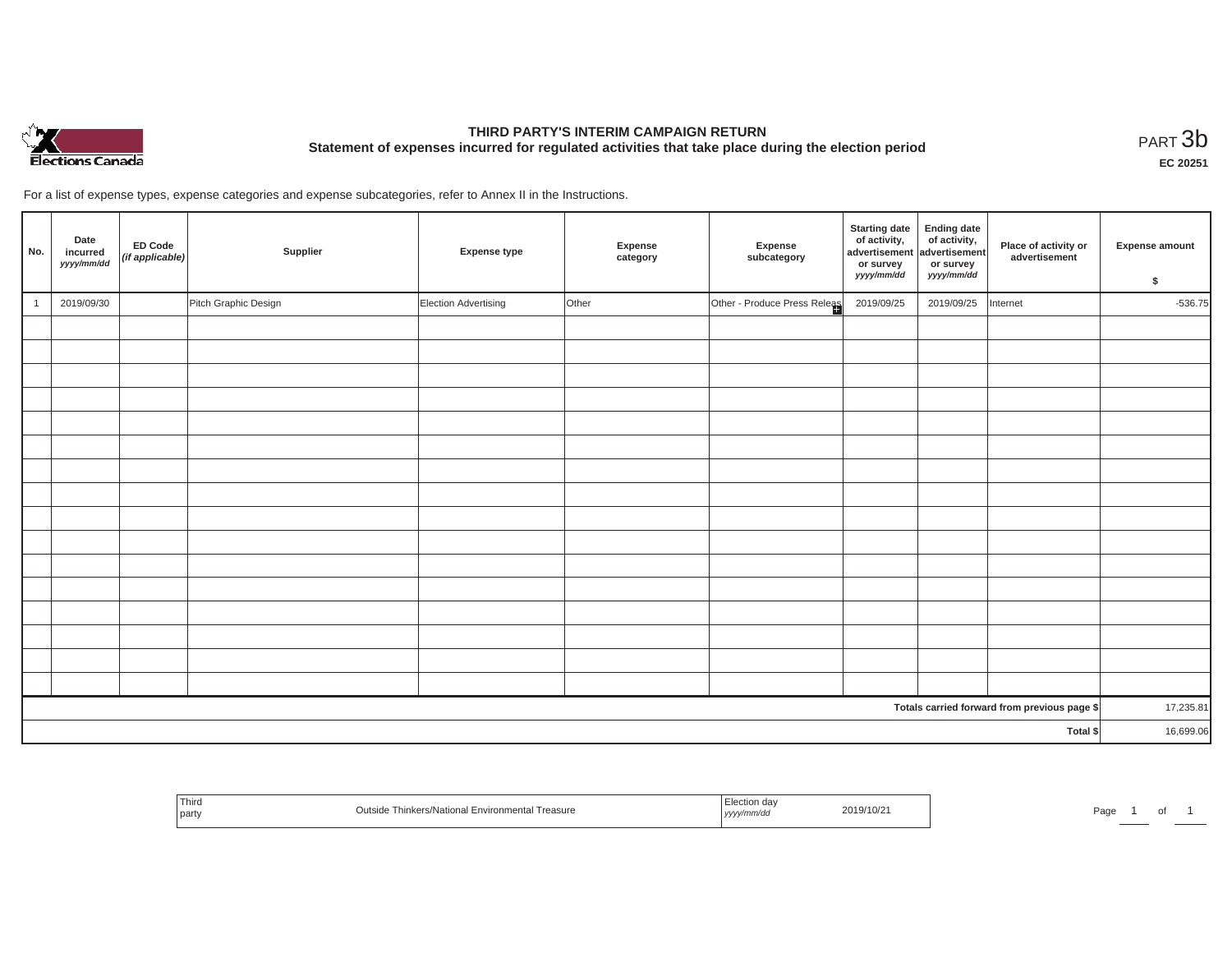Elections Canada

# THIRD PARTY'S INTERIM CAMPAIGN RETURN

## Statement of expenses incurred for regulated activities that take place during the election period

PART 3b

**EC 20251**

For a list of expense types, expense categories and expense subcategories, refer to Annex II in the Instructions.

| No. | Date incurred *yyyy/mm/dd* | ED Code *(if applicable)* | Supplier | Expense type | Expense category | Expense subcategory | Starting date of activity, advertisement or survey *yyyy/mm/dd* | Ending date of activity, advertisement or survey *yyyy/mm/dd* | Place of activity or advertisement | Expense amount $ |
|---|---|---|---|---|---|---|---|---|---|---|
| 1 | 2019/09/30 | | Pitch Graphic Design | Election Advertising | Other | Other - Produce Press Releas | 2019/09/25 | 2019/09/25 | Internet | -536.75 |
| | | | | | | | | | | |
| | | | | | | | | | | |
| | | | | | | | | | | |
| | | | | | | | | | | |
| | | | | | | | | | | |
| | | | | | | | | | | |
| | | | | | | | | | | |
| | | | | | | | | | | |
| | | | | | | | | | | |
| | | | | | | | | | | |
| | | | | | | | | | | |
| | | | | | | | | | | |
| | | | | | | | | | | |
| | | | | | | | | | | |
| | | | | | | | | | | |
| | | | | | | | | | | |
| Totals carried forward from previous page $ | | | | | | | | | | 17,235.81 |
| Total $ | | | | | | | | | | 16,699.06 |

| Third party | Outside Thinkers/National Environmental Treasure | Election day *yyyy/mm/dd* | 2019/10/21 |
|---|---|---|---|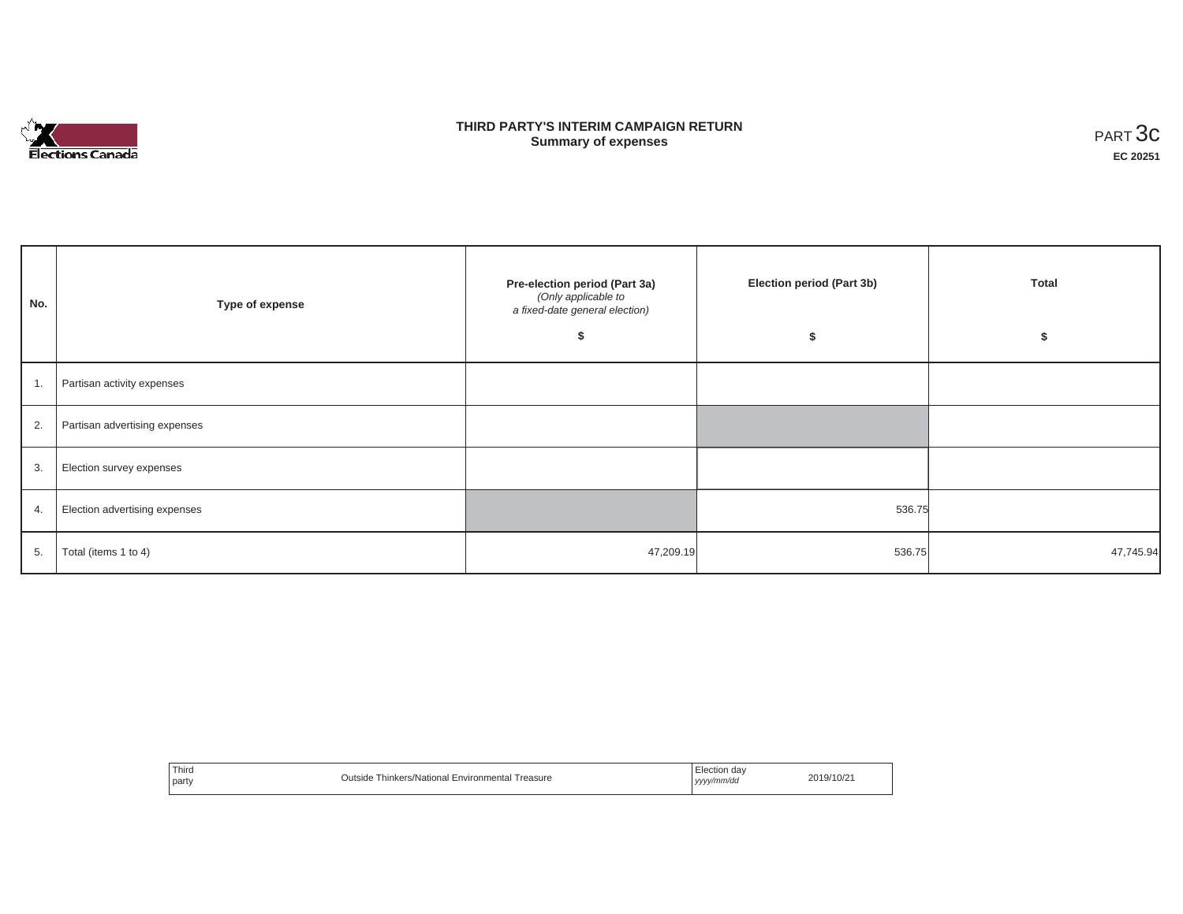# THIRD PARTY'S INTERIM CAMPAIGN RETURN
## Summary of expenses

PART 3c

**EC 20251**

| No. | Type of expense | Pre-election period (Part 3a) *(Only applicable to a fixed-date general election)* $ | Election period (Part 3b) $ | Total $ |
|---|---|---|---|---|
| 1. | Partisan activity expenses | | | |
| 2. | Partisan advertising expenses | | | |
| 3. | Election survey expenses | | | |
| 4. | Election advertising expenses | | 536.75 | |
| 5. | Total (items 1 to 4) | 47,209.19 | 536.75 | 47,745.94 |

| | | | |
|---|---|---|---|
| Third party | Outside Thinkers/National Environmental Treasure | Election day *yyyy/mm/dd* | 2019/10/21 |